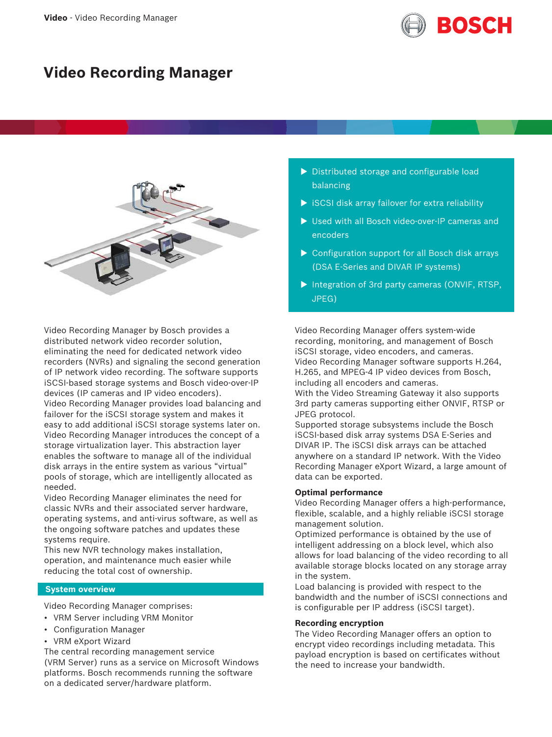# Video Recording Manager

- Distributed storage and configurable load balancing
- iSCSI disk array failover for extra reliability
- Used with all Bosch video-over-IP cameras and encoders
- Configuration support for all Bosch disk arrays (DSA E-Series and DIVAR IP systems)
- Integration of 3rd party cameras (ONVIF, RTSP, JPEG)

Video Recording Manager by Bosch provides a distributed network video recorder solution, eliminating the need for dedicated network video recorders (NVRs) and signaling the second generation of IP network video recording. The software supports iSCSI-based storage systems and Bosch video-over-IP devices (IP cameras and IP video encoders).
Video Recording Manager provides load balancing and failover for the iSCSI storage system and makes it easy to add additional iSCSI storage systems later on.
Video Recording Manager introduces the concept of a storage virtualization layer. This abstraction layer enables the software to manage all of the individual disk arrays in the entire system as various "virtual" pools of storage, which are intelligently allocated as needed.
Video Recording Manager eliminates the need for classic NVRs and their associated server hardware, operating systems, and anti-virus software, as well as the ongoing software patches and updates these systems require.
This new NVR technology makes installation, operation, and maintenance much easier while reducing the total cost of ownership.

## System overview

Video Recording Manager comprises:

- VRM Server including VRM Monitor
- Configuration Manager
- VRM eXport Wizard

The central recording management service (VRM Server) runs as a service on Microsoft Windows platforms. Bosch recommends running the software on a dedicated server/hardware platform.

Video Recording Manager offers system-wide recording, monitoring, and management of Bosch iSCSI storage, video encoders, and cameras.
Video Recording Manager software supports H.264, H.265, and MPEG-4 IP video devices from Bosch, including all encoders and cameras.
With the Video Streaming Gateway it also supports 3rd party cameras supporting either ONVIF, RTSP or JPEG protocol.
Supported storage subsystems include the Bosch iSCSI-based disk array systems DSA E-Series and DIVAR IP. The iSCSI disk arrays can be attached anywhere on a standard IP network. With the Video Recording Manager eXport Wizard, a large amount of data can be exported.

### Optimal performance

Video Recording Manager offers a high-performance, flexible, scalable, and a highly reliable iSCSI storage management solution.
Optimized performance is obtained by the use of intelligent addressing on a block level, which also allows for load balancing of the video recording to all available storage blocks located on any storage array in the system.
Load balancing is provided with respect to the bandwidth and the number of iSCSI connections and is configurable per IP address (iSCSI target).

### Recording encryption

The Video Recording Manager offers an option to encrypt video recordings including metadata. This payload encryption is based on certificates without the need to increase your bandwidth.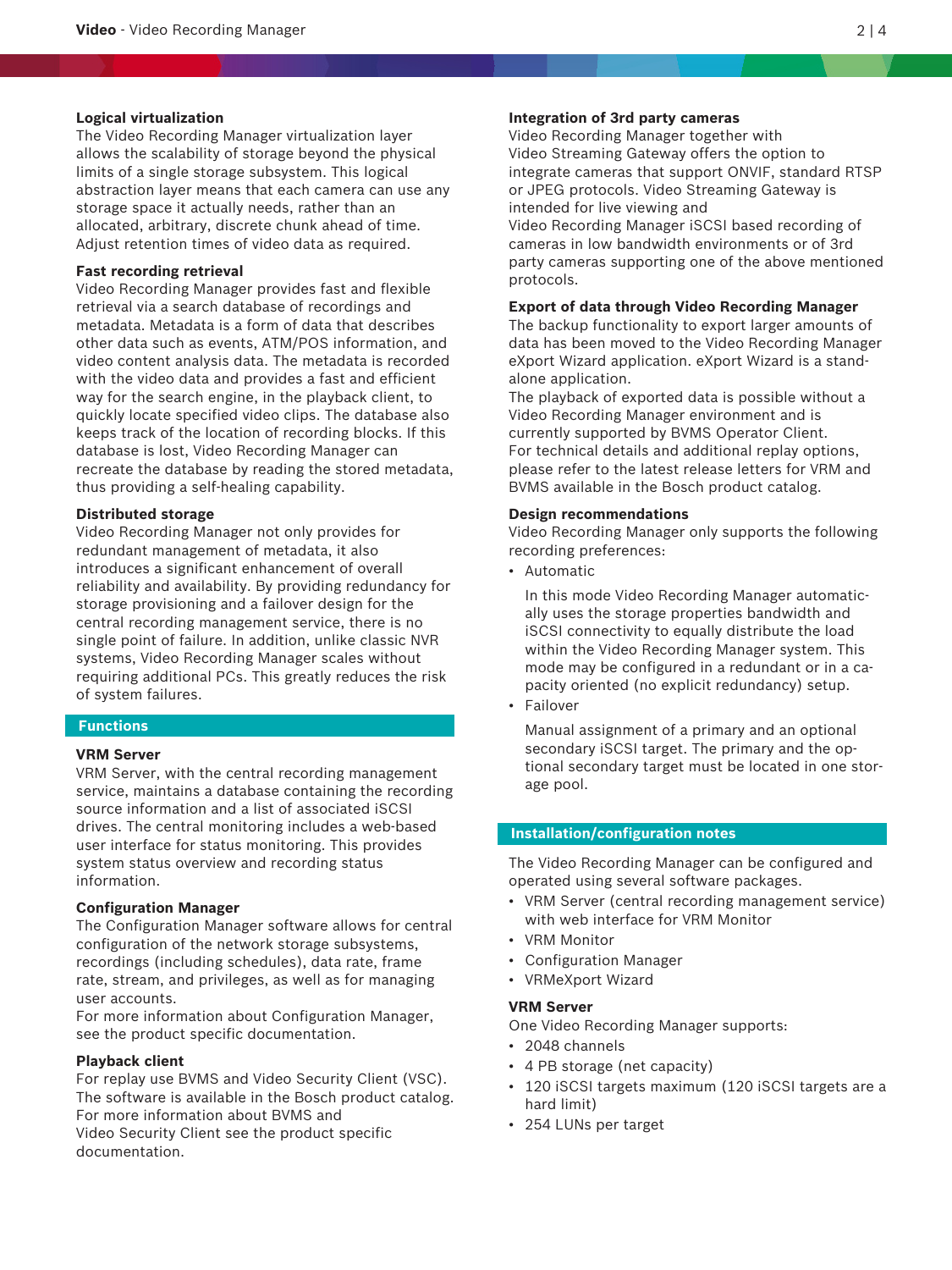### Logical virtualization

The Video Recording Manager virtualization layer allows the scalability of storage beyond the physical limits of a single storage subsystem. This logical abstraction layer means that each camera can use any storage space it actually needs, rather than an allocated, arbitrary, discrete chunk ahead of time. Adjust retention times of video data as required.

### Fast recording retrieval

Video Recording Manager provides fast and flexible retrieval via a search database of recordings and metadata. Metadata is a form of data that describes other data such as events, ATM/POS information, and video content analysis data. The metadata is recorded with the video data and provides a fast and efficient way for the search engine, in the playback client, to quickly locate specified video clips. The database also keeps track of the location of recording blocks. If this database is lost, Video Recording Manager can recreate the database by reading the stored metadata, thus providing a self-healing capability.

### Distributed storage

Video Recording Manager not only provides for redundant management of metadata, it also introduces a significant enhancement of overall reliability and availability. By providing redundancy for storage provisioning and a failover design for the central recording management service, there is no single point of failure. In addition, unlike classic NVR systems, Video Recording Manager scales without requiring additional PCs. This greatly reduces the risk of system failures.

## Functions

### VRM Server

VRM Server, with the central recording management service, maintains a database containing the recording source information and a list of associated iSCSI drives. The central monitoring includes a web-based user interface for status monitoring. This provides system status overview and recording status information.

### Configuration Manager

The Configuration Manager software allows for central configuration of the network storage subsystems, recordings (including schedules), data rate, frame rate, stream, and privileges, as well as for managing user accounts.
For more information about Configuration Manager, see the product specific documentation.

### Playback client

For replay use BVMS and Video Security Client (VSC). The software is available in the Bosch product catalog. For more information about BVMS and Video Security Client see the product specific documentation.

### Integration of 3rd party cameras

Video Recording Manager together with Video Streaming Gateway offers the option to integrate cameras that support ONVIF, standard RTSP or JPEG protocols. Video Streaming Gateway is intended for live viewing and Video Recording Manager iSCSI based recording of cameras in low bandwidth environments or of 3rd party cameras supporting one of the above mentioned protocols.

### Export of data through Video Recording Manager

The backup functionality to export larger amounts of data has been moved to the Video Recording Manager eXport Wizard application. eXport Wizard is a stand-alone application.
The playback of exported data is possible without a Video Recording Manager environment and is currently supported by BVMS Operator Client.
For technical details and additional replay options, please refer to the latest release letters for VRM and BVMS available in the Bosch product catalog.

### Design recommendations

Video Recording Manager only supports the following recording preferences:

- Automatic

  In this mode Video Recording Manager automatically uses the storage properties bandwidth and iSCSI connectivity to equally distribute the load within the Video Recording Manager system. This mode may be configured in a redundant or in a capacity oriented (no explicit redundancy) setup.
- Failover

  Manual assignment of a primary and an optional secondary iSCSI target. The primary and the optional secondary target must be located in one storage pool.

## Installation/configuration notes

The Video Recording Manager can be configured and operated using several software packages.

- VRM Server (central recording management service) with web interface for VRM Monitor
- VRM Monitor
- Configuration Manager
- VRMeXport Wizard

### VRM Server

One Video Recording Manager supports:

- 2048 channels
- 4 PB storage (net capacity)
- 120 iSCSI targets maximum (120 iSCSI targets are a hard limit)
- 254 LUNs per target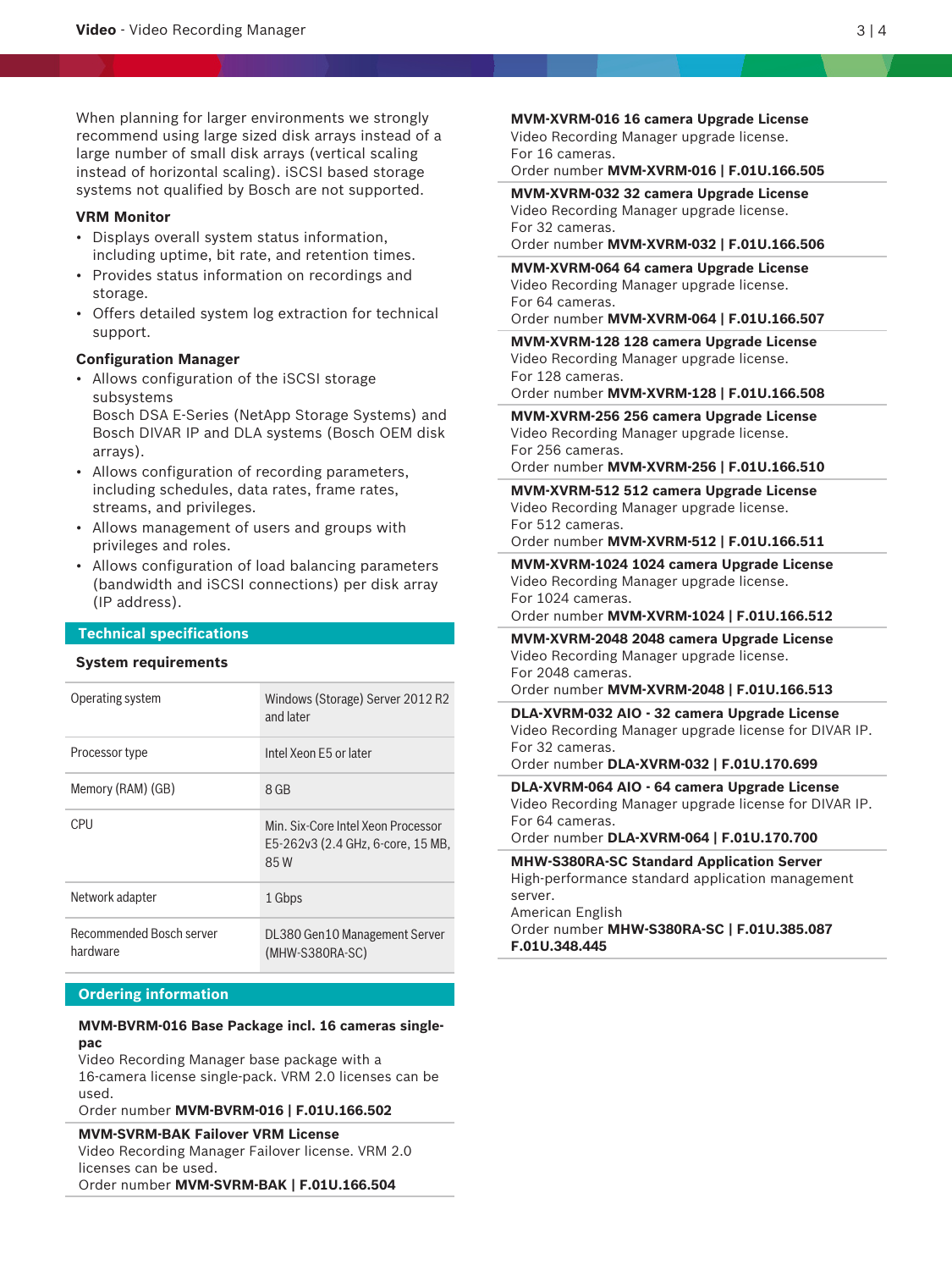When planning for larger environments we strongly recommend using large sized disk arrays instead of a large number of small disk arrays (vertical scaling instead of horizontal scaling). iSCSI based storage systems not qualified by Bosch are not supported.

### VRM Monitor

- Displays overall system status information, including uptime, bit rate, and retention times.
- Provides status information on recordings and storage.
- Offers detailed system log extraction for technical support.

### Configuration Manager

- Allows configuration of the iSCSI storage subsystems
  Bosch DSA E-Series (NetApp Storage Systems) and Bosch DIVAR IP and DLA systems (Bosch OEM disk arrays).
- Allows configuration of recording parameters, including schedules, data rates, frame rates, streams, and privileges.
- Allows management of users and groups with privileges and roles.
- Allows configuration of load balancing parameters (bandwidth and iSCSI connections) per disk array (IP address).

## Technical specifications

### System requirements

| | |
|---|---|
| Operating system | Windows (Storage) Server 2012 R2 and later |
| Processor type | Intel Xeon E5 or later |
| Memory (RAM) (GB) | 8 GB |
| CPU | Min. Six-Core Intel Xeon Processor E5-262v3 (2.4 GHz, 6-core, 15 MB, 85 W |
| Network adapter | 1 Gbps |
| Recommended Bosch server hardware | DL380 Gen10 Management Server (MHW-S380RA-SC) |

## Ordering information

**MVM-BVRM-016 Base Package incl. 16 cameras single-pac**
Video Recording Manager base package with a 16-camera license single-pack. VRM 2.0 licenses can be used.
Order number **MVM-BVRM-016 | F.01U.166.502**

**MVM-SVRM-BAK Failover VRM License**
Video Recording Manager Failover license. VRM 2.0 licenses can be used.
Order number **MVM-SVRM-BAK | F.01U.166.504**

**MVM-XVRM-016 16 camera Upgrade License**
Video Recording Manager upgrade license.
For 16 cameras.
Order number **MVM-XVRM-016 | F.01U.166.505**

**MVM-XVRM-032 32 camera Upgrade License**
Video Recording Manager upgrade license.
For 32 cameras.
Order number **MVM-XVRM-032 | F.01U.166.506**

**MVM-XVRM-064 64 camera Upgrade License**
Video Recording Manager upgrade license.
For 64 cameras.
Order number **MVM-XVRM-064 | F.01U.166.507**

**MVM-XVRM-128 128 camera Upgrade License**
Video Recording Manager upgrade license.
For 128 cameras.
Order number **MVM-XVRM-128 | F.01U.166.508**

**MVM-XVRM-256 256 camera Upgrade License**
Video Recording Manager upgrade license.
For 256 cameras.
Order number **MVM-XVRM-256 | F.01U.166.510**

**MVM-XVRM-512 512 camera Upgrade License**
Video Recording Manager upgrade license.
For 512 cameras.
Order number **MVM-XVRM-512 | F.01U.166.511**

**MVM-XVRM-1024 1024 camera Upgrade License**
Video Recording Manager upgrade license.
For 1024 cameras.
Order number **MVM-XVRM-1024 | F.01U.166.512**

**MVM-XVRM-2048 2048 camera Upgrade License**
Video Recording Manager upgrade license.
For 2048 cameras.
Order number **MVM-XVRM-2048 | F.01U.166.513**

**DLA-XVRM-032 AIO - 32 camera Upgrade License**
Video Recording Manager upgrade license for DIVAR IP.
For 32 cameras.
Order number **DLA-XVRM-032 | F.01U.170.699**

**DLA-XVRM-064 AIO - 64 camera Upgrade License**
Video Recording Manager upgrade license for DIVAR IP.
For 64 cameras.
Order number **DLA-XVRM-064 | F.01U.170.700**

**MHW-S380RA-SC Standard Application Server**
High-performance standard application management server.
American English
Order number **MHW-S380RA-SC | F.01U.385.087**
**F.01U.348.445**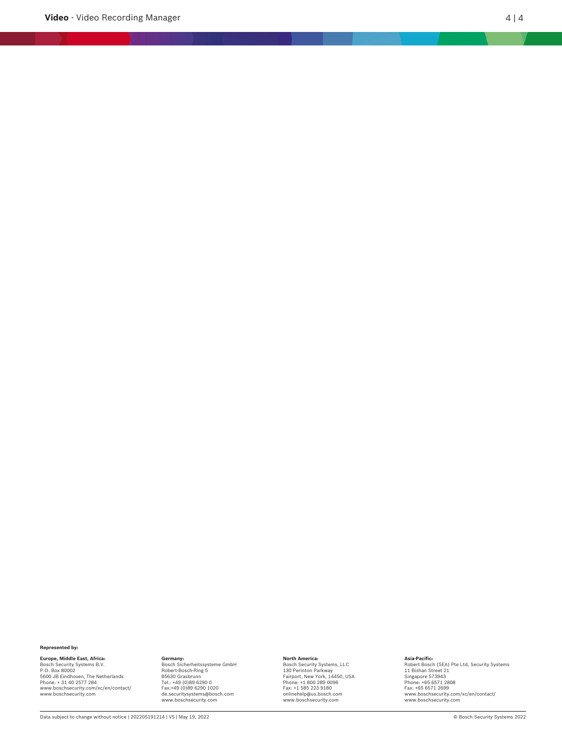**Represented by:**

**Europe, Middle East, Africa:**
Bosch Security Systems B.V.
P.O. Box 80002
5600 JB Eindhoven, The Netherlands
Phone: + 31 40 2577 284
www.boschsecurity.com/xc/en/contact/
www.boschsecurity.com

**Germany:**
Bosch Sicherheitssysteme GmbH
Robert-Bosch-Ring 5
85630 Grasbrunn
Tel.: +49 (0)89 6290 0
Fax:+49 (0)89 6290 1020
de.securitysystems@bosch.com
www.boschsecurity.com

**North America:**
Bosch Security Systems, LLC
130 Perinton Parkway
Fairport, New York, 14450, USA
Phone: +1 800 289 0096
Fax: +1 585 223 9180
onlinehelp@us.bosch.com
www.boschsecurity.com

**Asia-Pacific:**
Robert Bosch (SEA) Pte Ltd, Security Systems
11 Bishan Street 21
Singapore 573943
Phone: +65 6571 2808
Fax: +65 6571 2699
www.boschsecurity.com/xc/en/contact/
www.boschsecurity.com

Data subject to change without notice | 202205191214 | V5 | May 19, 2022

© Bosch Security Systems 2022